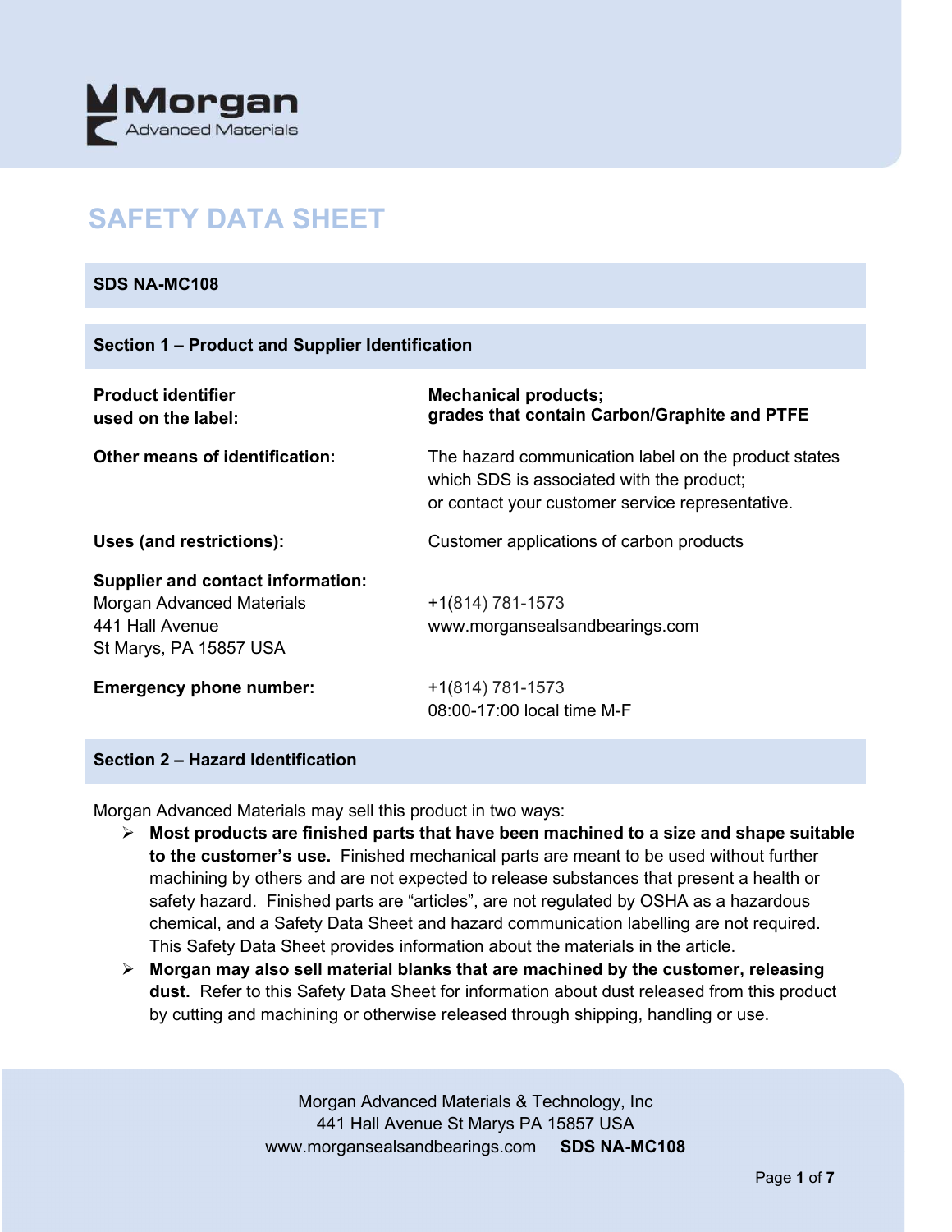Morgan
Advanced Materials

# SAFETY DATA SHEET

**SDS NA-MC108**

## Section 1 – Product and Supplier Identification

| | |
|---|---|
| **Product identifier used on the label:** | **Mechanical products; grades that contain Carbon/Graphite and PTFE** |
| **Other means of identification:** | The hazard communication label on the product states which SDS is associated with the product; or contact your customer service representative. |
| **Uses (and restrictions):** | Customer applications of carbon products |
| **Supplier and contact information:** Morgan Advanced Materials 441 Hall Avenue St Marys, PA 15857 USA | +1(814) 781-1573 www.morgansealsandbearings.com |
| **Emergency phone number:** | +1(814) 781-1573 08:00-17:00 local time M-F |

## Section 2 – Hazard Identification

Morgan Advanced Materials may sell this product in two ways:

- **Most products are finished parts that have been machined to a size and shape suitable to the customer's use.** Finished mechanical parts are meant to be used without further machining by others and are not expected to release substances that present a health or safety hazard. Finished parts are "articles", are not regulated by OSHA as a hazardous chemical, and a Safety Data Sheet and hazard communication labelling are not required. This Safety Data Sheet provides information about the materials in the article.
- **Morgan may also sell material blanks that are machined by the customer, releasing dust.** Refer to this Safety Data Sheet for information about dust released from this product by cutting and machining or otherwise released through shipping, handling or use.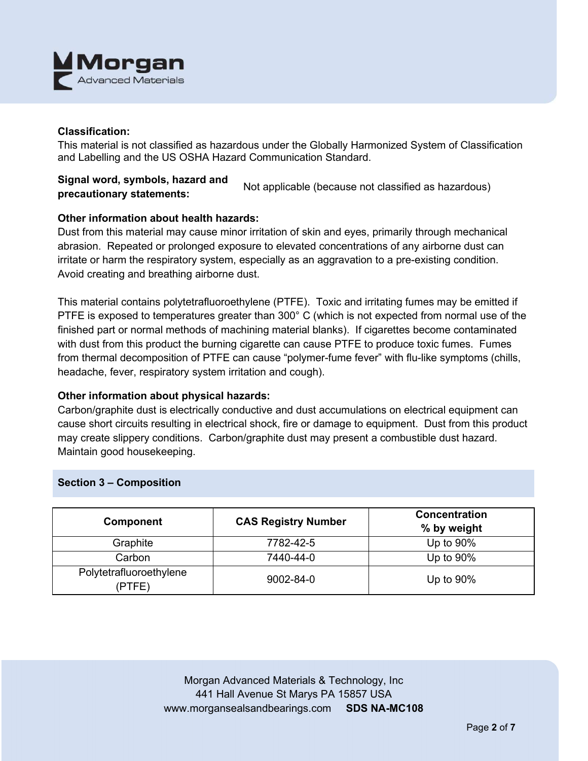**Classification:**
This material is not classified as hazardous under the Globally Harmonized System of Classification and Labelling and the US OSHA Hazard Communication Standard.

**Signal word, symbols, hazard and precautionary statements:** Not applicable (because not classified as hazardous)

**Other information about health hazards:**
Dust from this material may cause minor irritation of skin and eyes, primarily through mechanical abrasion. Repeated or prolonged exposure to elevated concentrations of any airborne dust can irritate or harm the respiratory system, especially as an aggravation to a pre-existing condition. Avoid creating and breathing airborne dust.

This material contains polytetrafluoroethylene (PTFE). Toxic and irritating fumes may be emitted if PTFE is exposed to temperatures greater than 300° C (which is not expected from normal use of the finished part or normal methods of machining material blanks). If cigarettes become contaminated with dust from this product the burning cigarette can cause PTFE to produce toxic fumes. Fumes from thermal decomposition of PTFE can cause “polymer-fume fever” with flu-like symptoms (chills, headache, fever, respiratory system irritation and cough).

**Other information about physical hazards:**
Carbon/graphite dust is electrically conductive and dust accumulations on electrical equipment can cause short circuits resulting in electrical shock, fire or damage to equipment. Dust from this product may create slippery conditions. Carbon/graphite dust may present a combustible dust hazard. Maintain good housekeeping.

## Section 3 – Composition

| Component | CAS Registry Number | Concentration % by weight |
| --- | --- | --- |
| Graphite | 7782-42-5 | Up to 90% |
| Carbon | 7440-44-0 | Up to 90% |
| Polytetrafluoroethylene (PTFE) | 9002-84-0 | Up to 90% |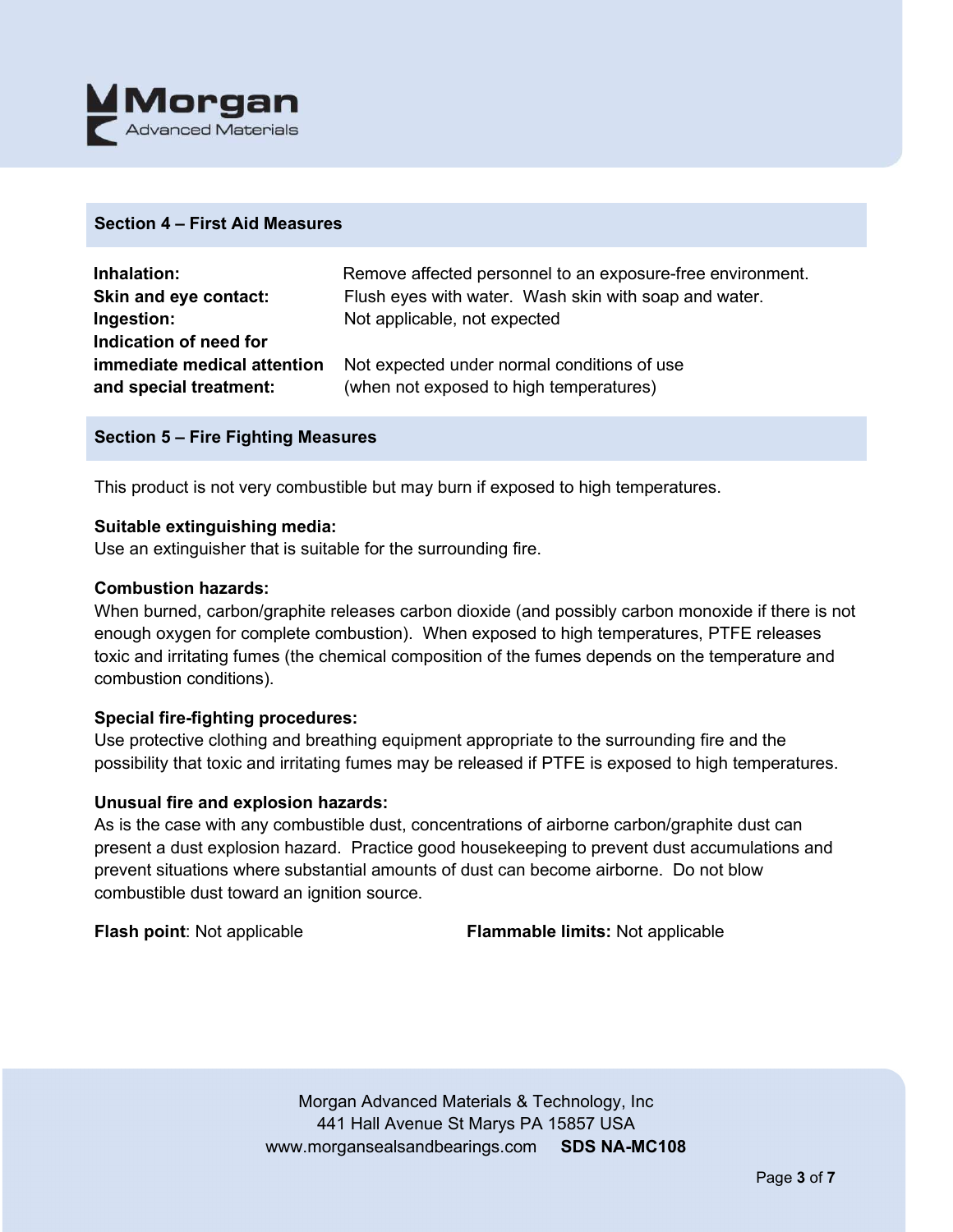## Section 4 – First Aid Measures

| | |
|---|---|
| **Inhalation:** | Remove affected personnel to an exposure-free environment. |
| **Skin and eye contact:** | Flush eyes with water. Wash skin with soap and water. |
| **Ingestion:** | Not applicable, not expected |
| **Indication of need for immediate medical attention and special treatment:** | Not expected under normal conditions of use (when not exposed to high temperatures) |

## Section 5 – Fire Fighting Measures

This product is not very combustible but may burn if exposed to high temperatures.

**Suitable extinguishing media:**
Use an extinguisher that is suitable for the surrounding fire.

**Combustion hazards:**
When burned, carbon/graphite releases carbon dioxide (and possibly carbon monoxide if there is not enough oxygen for complete combustion). When exposed to high temperatures, PTFE releases toxic and irritating fumes (the chemical composition of the fumes depends on the temperature and combustion conditions).

**Special fire-fighting procedures:**
Use protective clothing and breathing equipment appropriate to the surrounding fire and the possibility that toxic and irritating fumes may be released if PTFE is exposed to high temperatures.

**Unusual fire and explosion hazards:**
As is the case with any combustible dust, concentrations of airborne carbon/graphite dust can present a dust explosion hazard. Practice good housekeeping to prevent dust accumulations and prevent situations where substantial amounts of dust can become airborne. Do not blow combustible dust toward an ignition source.

**Flash point**: Not applicable

**Flammable limits:** Not applicable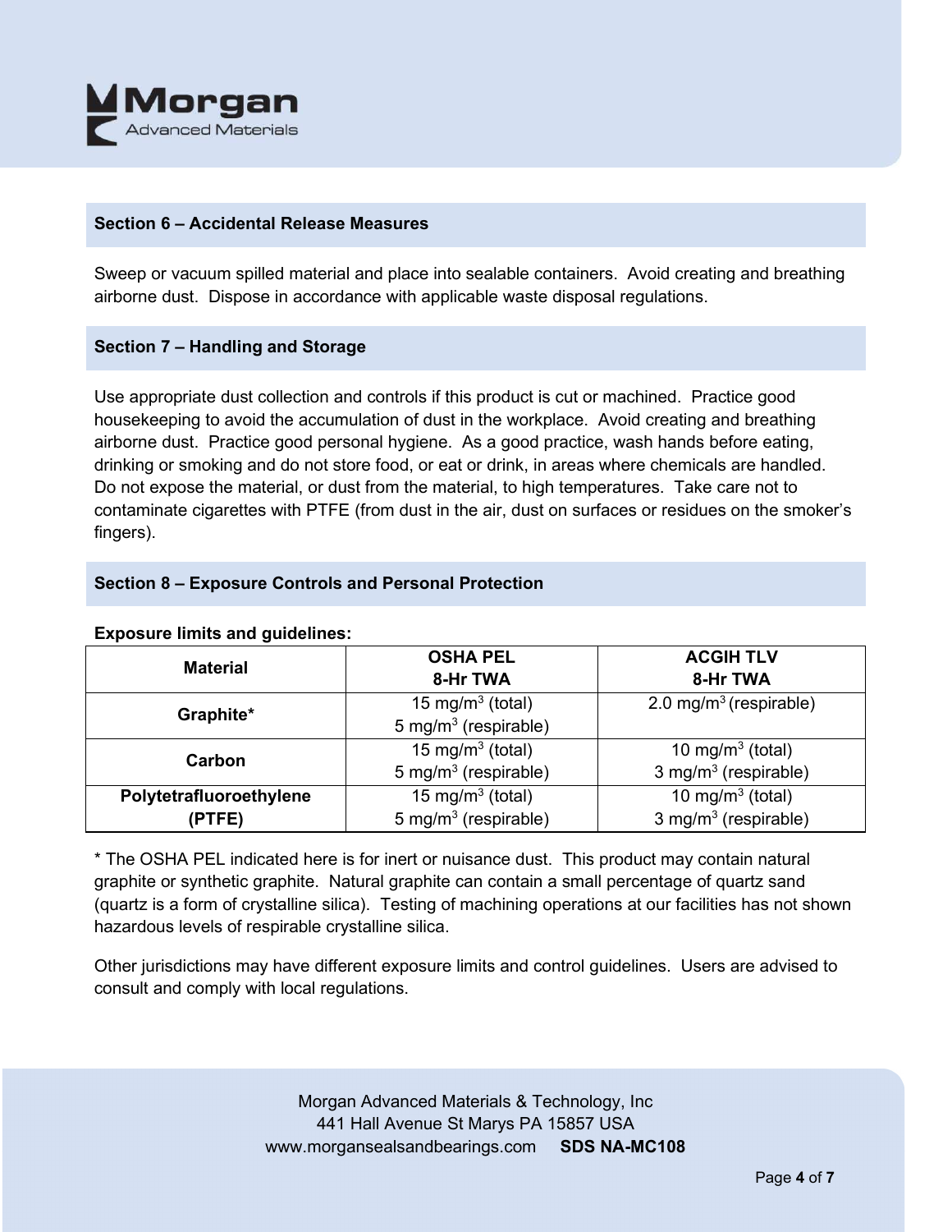## Section 6 – Accidental Release Measures

Sweep or vacuum spilled material and place into sealable containers. Avoid creating and breathing airborne dust. Dispose in accordance with applicable waste disposal regulations.

## Section 7 – Handling and Storage

Use appropriate dust collection and controls if this product is cut or machined. Practice good housekeeping to avoid the accumulation of dust in the workplace. Avoid creating and breathing airborne dust. Practice good personal hygiene. As a good practice, wash hands before eating, drinking or smoking and do not store food, or eat or drink, in areas where chemicals are handled. Do not expose the material, or dust from the material, to high temperatures. Take care not to contaminate cigarettes with PTFE (from dust in the air, dust on surfaces or residues on the smoker's fingers).

## Section 8 – Exposure Controls and Personal Protection

**Exposure limits and guidelines:**

| Material | OSHA PEL 8-Hr TWA | ACGIH TLV 8-Hr TWA |
|---|---|---|
| **Graphite*** | 15 mg/m$^3$ (total)<br>5 mg/m$^3$ (respirable) | 2.0 mg/m$^3$ (respirable) |
| **Carbon** | 15 mg/m$^3$ (total)<br>5 mg/m$^3$ (respirable) | 10 mg/m$^3$ (total)<br>3 mg/m$^3$ (respirable) |
| **Polytetrafluoroethylene (PTFE)** | 15 mg/m$^3$ (total)<br>5 mg/m$^3$ (respirable) | 10 mg/m$^3$ (total)<br>3 mg/m$^3$ (respirable) |

* The OSHA PEL indicated here is for inert or nuisance dust. This product may contain natural graphite or synthetic graphite. Natural graphite can contain a small percentage of quartz sand (quartz is a form of crystalline silica). Testing of machining operations at our facilities has not shown hazardous levels of respirable crystalline silica.

Other jurisdictions may have different exposure limits and control guidelines. Users are advised to consult and comply with local regulations.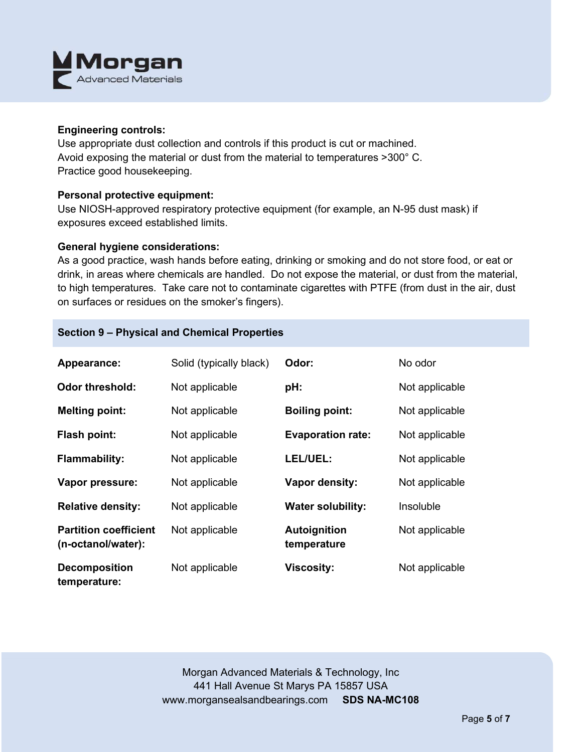**Engineering controls:**
Use appropriate dust collection and controls if this product is cut or machined.
Avoid exposing the material or dust from the material to temperatures >300° C.
Practice good housekeeping.

**Personal protective equipment:**
Use NIOSH-approved respiratory protective equipment (for example, an N-95 dust mask) if exposures exceed established limits.

**General hygiene considerations:**
As a good practice, wash hands before eating, drinking or smoking and do not store food, or eat or drink, in areas where chemicals are handled. Do not expose the material, or dust from the material, to high temperatures. Take care not to contaminate cigarettes with PTFE (from dust in the air, dust on surfaces or residues on the smoker's fingers).

## Section 9 – Physical and Chemical Properties

| | | | |
|---|---|---|---|
| **Appearance:** | Solid (typically black) | **Odor:** | No odor |
| **Odor threshold:** | Not applicable | **pH:** | Not applicable |
| **Melting point:** | Not applicable | **Boiling point:** | Not applicable |
| **Flash point:** | Not applicable | **Evaporation rate:** | Not applicable |
| **Flammability:** | Not applicable | **LEL/UEL:** | Not applicable |
| **Vapor pressure:** | Not applicable | **Vapor density:** | Not applicable |
| **Relative density:** | Not applicable | **Water solubility:** | Insoluble |
| **Partition coefficient (n-octanol/water):** | Not applicable | **Autoignition temperature** | Not applicable |
| **Decomposition temperature:** | Not applicable | **Viscosity:** | Not applicable |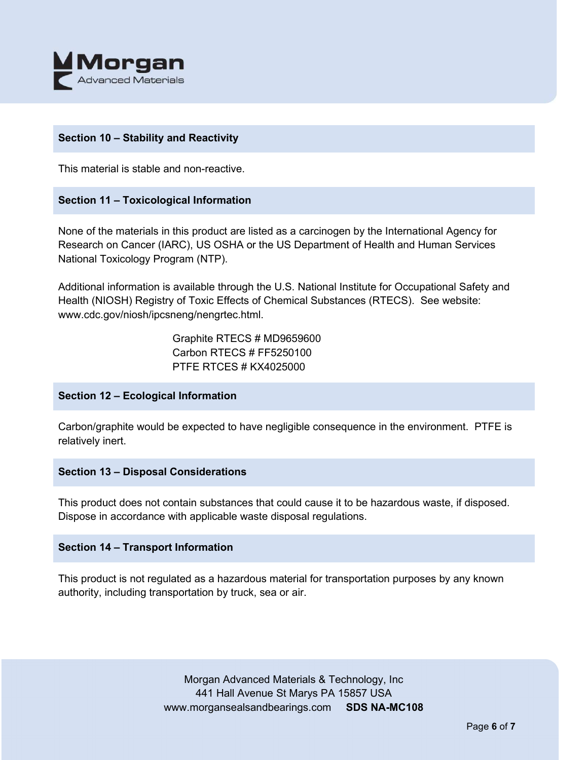## Section 10 – Stability and Reactivity

This material is stable and non-reactive.

## Section 11 – Toxicological Information

None of the materials in this product are listed as a carcinogen by the International Agency for Research on Cancer (IARC), US OSHA or the US Department of Health and Human Services National Toxicology Program (NTP).

Additional information is available through the U.S. National Institute for Occupational Safety and Health (NIOSH) Registry of Toxic Effects of Chemical Substances (RTECS). See website: www.cdc.gov/niosh/ipcsneng/nengrtec.html.

Graphite RTECS # MD9659600
Carbon RTECS # FF5250100
PTFE RTCES # KX4025000

## Section 12 – Ecological Information

Carbon/graphite would be expected to have negligible consequence in the environment. PTFE is relatively inert.

## Section 13 – Disposal Considerations

This product does not contain substances that could cause it to be hazardous waste, if disposed. Dispose in accordance with applicable waste disposal regulations.

## Section 14 – Transport Information

This product is not regulated as a hazardous material for transportation purposes by any known authority, including transportation by truck, sea or air.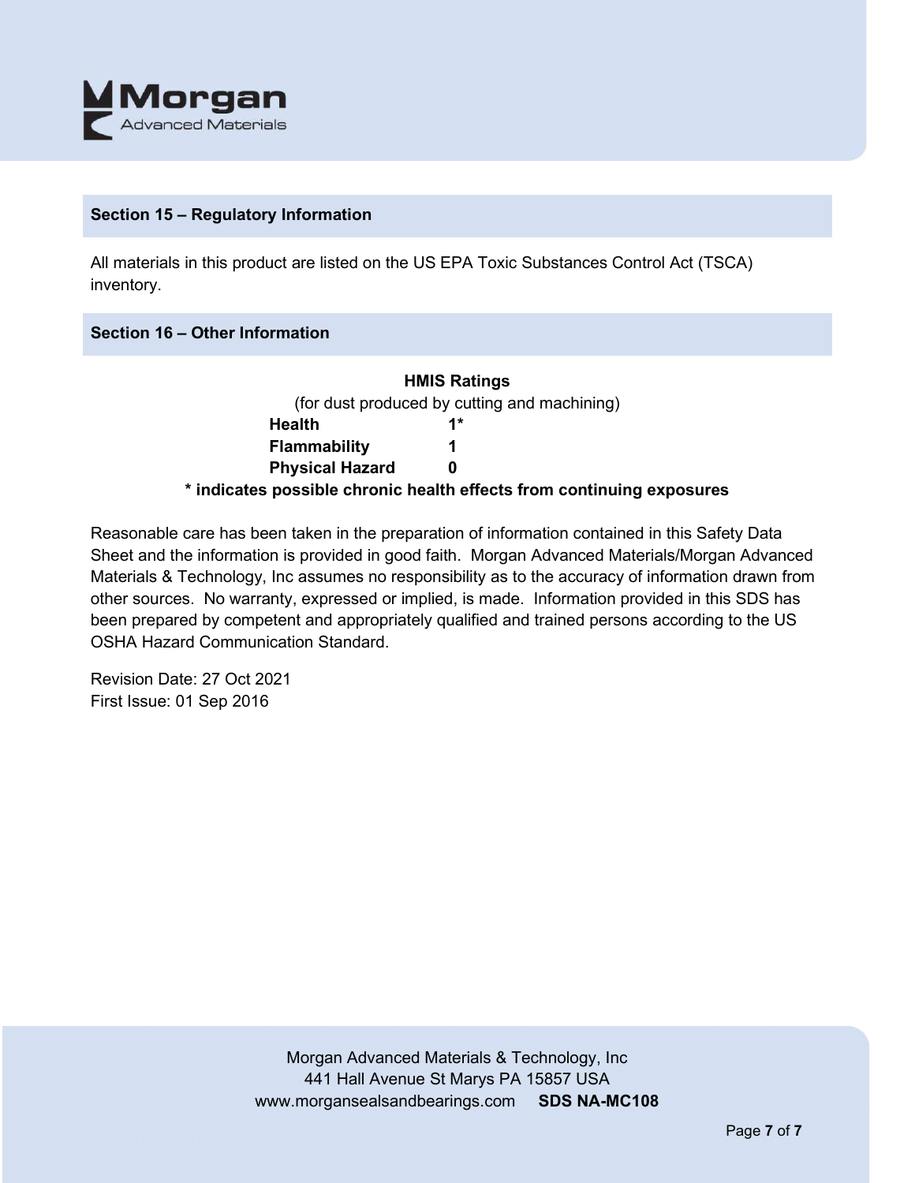## Section 15 – Regulatory Information

All materials in this product are listed on the US EPA Toxic Substances Control Act (TSCA) inventory.

## Section 16 – Other Information

**HMIS Ratings**

(for dust produced by cutting and machining)

| | |
|---|---|
| **Health** | **1*** |
| **Flammability** | **1** |
| **Physical Hazard** | **0** |

**\* indicates possible chronic health effects from continuing exposures**

Reasonable care has been taken in the preparation of information contained in this Safety Data Sheet and the information is provided in good faith. Morgan Advanced Materials/Morgan Advanced Materials & Technology, Inc assumes no responsibility as to the accuracy of information drawn from other sources. No warranty, expressed or implied, is made. Information provided in this SDS has been prepared by competent and appropriately qualified and trained persons according to the US OSHA Hazard Communication Standard.

Revision Date: 27 Oct 2021
First Issue: 01 Sep 2016

Morgan Advanced Materials & Technology, Inc
441 Hall Avenue St Marys PA 15857 USA
www.morgansealsandbearings.com **SDS NA-MC108**